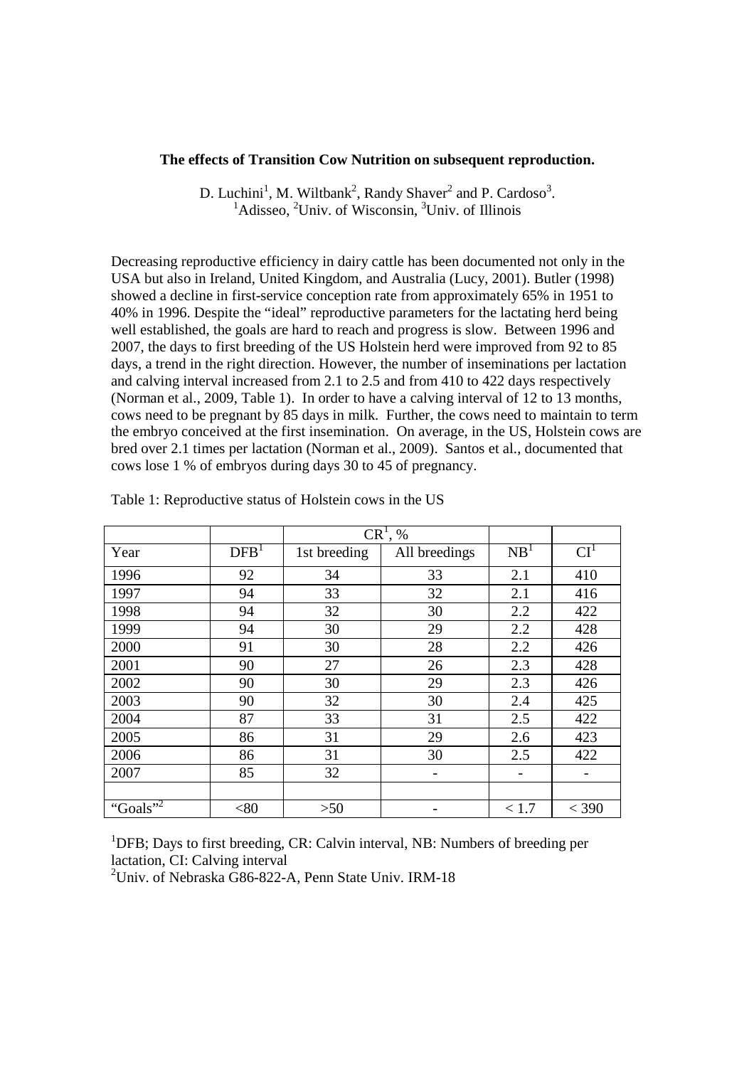**The effects of Transition Cow Nutrition on subsequent reproduction.**

D. Luchini[1], M. Wiltbank[2], Randy Shaver[2] and P. Cardoso[3].
[1]Adisseo, [2]Univ. of Wisconsin, [3]Univ. of Illinois

Decreasing reproductive efficiency in dairy cattle has been documented not only in the USA but also in Ireland, United Kingdom, and Australia (Lucy, 2001). Butler (1998) showed a decline in first-service conception rate from approximately 65% in 1951 to 40% in 1996. Despite the "ideal" reproductive parameters for the lactating herd being well established, the goals are hard to reach and progress is slow. Between 1996 and 2007, the days to first breeding of the US Holstein herd were improved from 92 to 85 days, a trend in the right direction. However, the number of inseminations per lactation and calving interval increased from 2.1 to 2.5 and from 410 to 422 days respectively (Norman et al., 2009, Table 1). In order to have a calving interval of 12 to 13 months, cows need to be pregnant by 85 days in milk. Further, the cows need to maintain to term the embryo conceived at the first insemination. On average, in the US, Holstein cows are bred over 2.1 times per lactation (Norman et al., 2009). Santos et al., documented that cows lose 1 % of embryos during days 30 to 45 of pregnancy.

Table 1: Reproductive status of Holstein cows in the US

| | | CR[1], % | | | |
|---|---|---|---|---|---|
| Year | DFB[1] | 1st breeding | All breedings | NB[1] | CI[1] |
| 1996 | 92 | 34 | 33 | 2.1 | 410 |
| 1997 | 94 | 33 | 32 | 2.1 | 416 |
| 1998 | 94 | 32 | 30 | 2.2 | 422 |
| 1999 | 94 | 30 | 29 | 2.2 | 428 |
| 2000 | 91 | 30 | 28 | 2.2 | 426 |
| 2001 | 90 | 27 | 26 | 2.3 | 428 |
| 2002 | 90 | 30 | 29 | 2.3 | 426 |
| 2003 | 90 | 32 | 30 | 2.4 | 425 |
| 2004 | 87 | 33 | 31 | 2.5 | 422 |
| 2005 | 86 | 31 | 29 | 2.6 | 423 |
| 2006 | 86 | 31 | 30 | 2.5 | 422 |
| 2007 | 85 | 32 | - | - | - |
| | | | | | |
| "Goals"[2] | <80 | >50 | - | < 1.7 | < 390 |

[1]DFB; Days to first breeding, CR: Calvin interval, NB: Numbers of breeding per lactation, CI: Calving interval
[2]Univ. of Nebraska G86-822-A, Penn State Univ. IRM-18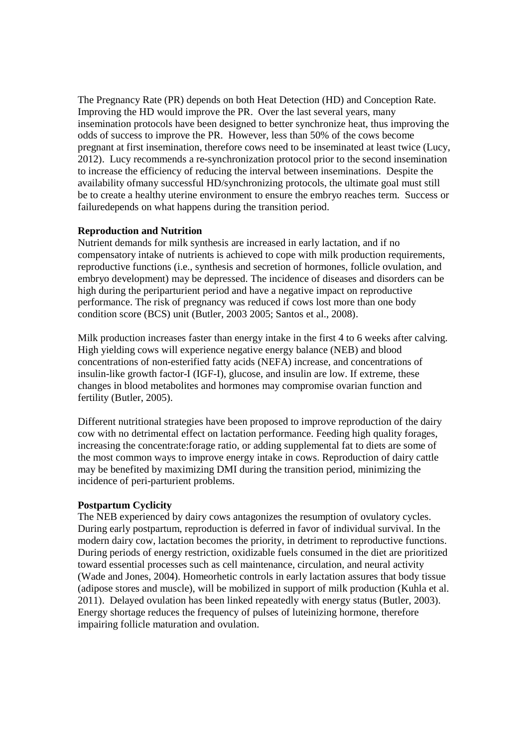The Pregnancy Rate (PR) depends on both Heat Detection (HD) and Conception Rate. Improving the HD would improve the PR. Over the last several years, many insemination protocols have been designed to better synchronize heat, thus improving the odds of success to improve the PR. However, less than 50% of the cows become pregnant at first insemination, therefore cows need to be inseminated at least twice (Lucy, 2012). Lucy recommends a re-synchronization protocol prior to the second insemination to increase the efficiency of reducing the interval between inseminations. Despite the availability ofmany successful HD/synchronizing protocols, the ultimate goal must still be to create a healthy uterine environment to ensure the embryo reaches term. Success or failuredepends on what happens during the transition period.

**Reproduction and Nutrition**

Nutrient demands for milk synthesis are increased in early lactation, and if no compensatory intake of nutrients is achieved to cope with milk production requirements, reproductive functions (i.e., synthesis and secretion of hormones, follicle ovulation, and embryo development) may be depressed. The incidence of diseases and disorders can be high during the periparturient period and have a negative impact on reproductive performance. The risk of pregnancy was reduced if cows lost more than one body condition score (BCS) unit (Butler, 2003 2005; Santos et al., 2008).

Milk production increases faster than energy intake in the first 4 to 6 weeks after calving. High yielding cows will experience negative energy balance (NEB) and blood concentrations of non-esterified fatty acids (NEFA) increase, and concentrations of insulin-like growth factor-I (IGF-I), glucose, and insulin are low. If extreme, these changes in blood metabolites and hormones may compromise ovarian function and fertility (Butler, 2005).

Different nutritional strategies have been proposed to improve reproduction of the dairy cow with no detrimental effect on lactation performance. Feeding high quality forages, increasing the concentrate:forage ratio, or adding supplemental fat to diets are some of the most common ways to improve energy intake in cows. Reproduction of dairy cattle may be benefited by maximizing DMI during the transition period, minimizing the incidence of peri-parturient problems.

**Postpartum Cyclicity**

The NEB experienced by dairy cows antagonizes the resumption of ovulatory cycles. During early postpartum, reproduction is deferred in favor of individual survival. In the modern dairy cow, lactation becomes the priority, in detriment to reproductive functions. During periods of energy restriction, oxidizable fuels consumed in the diet are prioritized toward essential processes such as cell maintenance, circulation, and neural activity (Wade and Jones, 2004). Homeorhetic controls in early lactation assures that body tissue (adipose stores and muscle), will be mobilized in support of milk production (Kuhla et al. 2011). Delayed ovulation has been linked repeatedly with energy status (Butler, 2003). Energy shortage reduces the frequency of pulses of luteinizing hormone, therefore impairing follicle maturation and ovulation.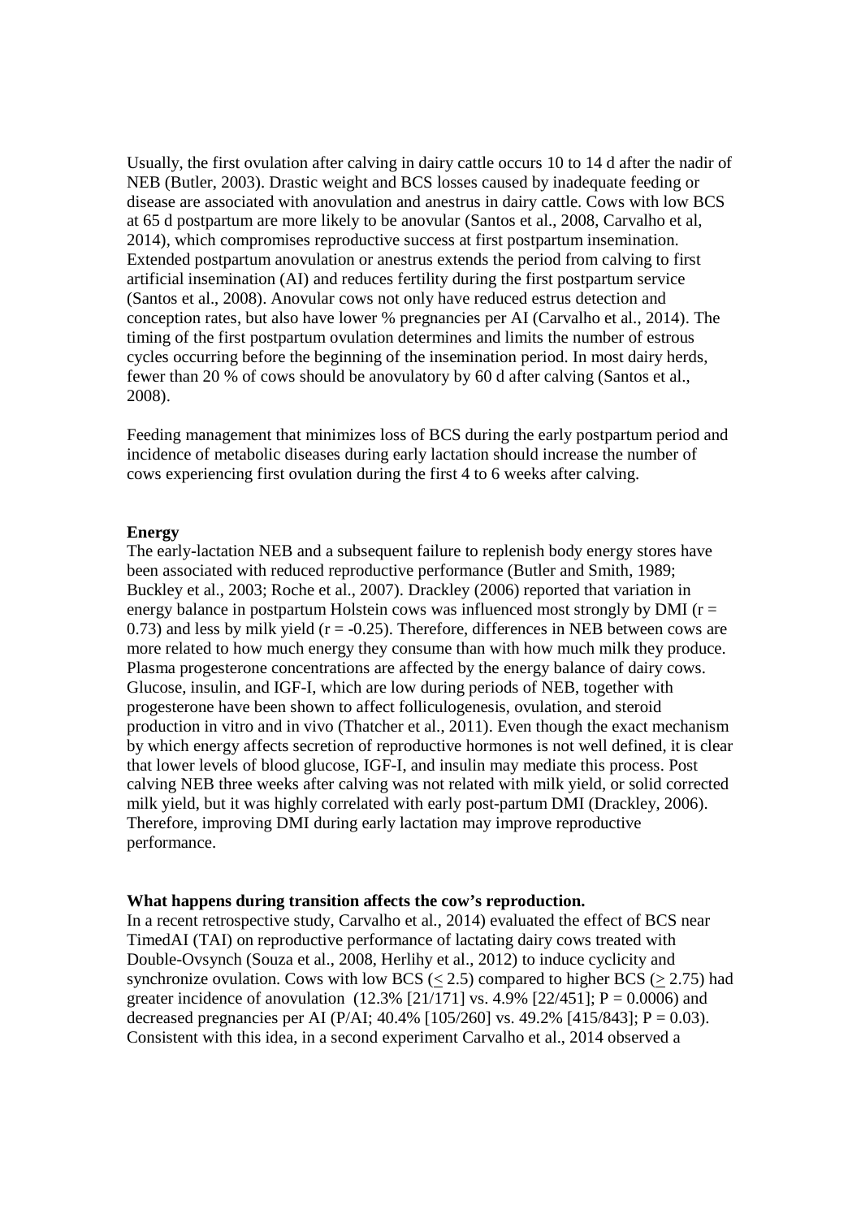Usually, the first ovulation after calving in dairy cattle occurs 10 to 14 d after the nadir of NEB (Butler, 2003). Drastic weight and BCS losses caused by inadequate feeding or disease are associated with anovulation and anestrus in dairy cattle. Cows with low BCS at 65 d postpartum are more likely to be anovular (Santos et al., 2008, Carvalho et al, 2014), which compromises reproductive success at first postpartum insemination. Extended postpartum anovulation or anestrus extends the period from calving to first artificial insemination (AI) and reduces fertility during the first postpartum service (Santos et al., 2008). Anovular cows not only have reduced estrus detection and conception rates, but also have lower % pregnancies per AI (Carvalho et al., 2014). The timing of the first postpartum ovulation determines and limits the number of estrous cycles occurring before the beginning of the insemination period. In most dairy herds, fewer than 20 % of cows should be anovulatory by 60 d after calving (Santos et al., 2008).

Feeding management that minimizes loss of BCS during the early postpartum period and incidence of metabolic diseases during early lactation should increase the number of cows experiencing first ovulation during the first 4 to 6 weeks after calving.

**Energy**

The early-lactation NEB and a subsequent failure to replenish body energy stores have been associated with reduced reproductive performance (Butler and Smith, 1989; Buckley et al., 2003; Roche et al., 2007). Drackley (2006) reported that variation in energy balance in postpartum Holstein cows was influenced most strongly by DMI ($r = 0.73$) and less by milk yield ($r = -0.25$). Therefore, differences in NEB between cows are more related to how much energy they consume than with how much milk they produce. Plasma progesterone concentrations are affected by the energy balance of dairy cows. Glucose, insulin, and IGF-I, which are low during periods of NEB, together with progesterone have been shown to affect folliculogenesis, ovulation, and steroid production in vitro and in vivo (Thatcher et al., 2011). Even though the exact mechanism by which energy affects secretion of reproductive hormones is not well defined, it is clear that lower levels of blood glucose, IGF-I, and insulin may mediate this process. Post calving NEB three weeks after calving was not related with milk yield, or solid corrected milk yield, but it was highly correlated with early post-partum DMI (Drackley, 2006). Therefore, improving DMI during early lactation may improve reproductive performance.

**What happens during transition affects the cow's reproduction.**

In a recent retrospective study, Carvalho et al., 2014) evaluated the effect of BCS near TimedAI (TAI) on reproductive performance of lactating dairy cows treated with Double-Ovsynch (Souza et al., 2008, Herlihy et al., 2012) to induce cyclicity and synchronize ovulation. Cows with low BCS ($\leq 2.5$) compared to higher BCS ($\geq 2.75$) had greater incidence of anovulation (12.3% [21/171] vs. 4.9% [22/451]; $P = 0.0006$) and decreased pregnancies per AI (P/AI; 40.4% [105/260] vs. 49.2% [415/843]; $P = 0.03$). Consistent with this idea, in a second experiment Carvalho et al., 2014 observed a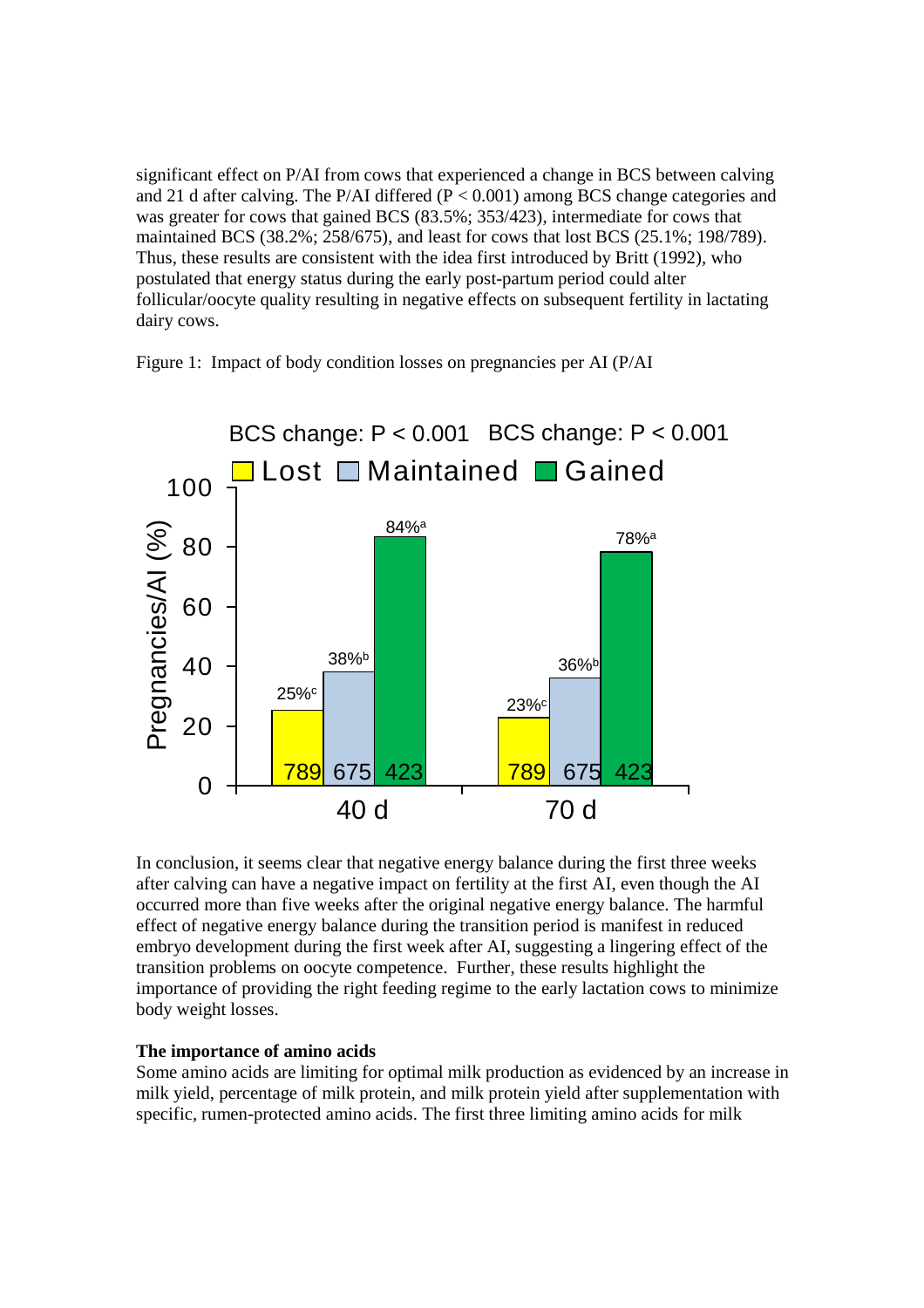significant effect on P/AI from cows that experienced a change in BCS between calving and 21 d after calving. The P/AI differed ($P < 0.001$) among BCS change categories and was greater for cows that gained BCS (83.5%; 353/423), intermediate for cows that maintained BCS (38.2%; 258/675), and least for cows that lost BCS (25.1%; 198/789). Thus, these results are consistent with the idea first introduced by Britt (1992), who postulated that energy status during the early post-partum period could alter follicular/oocyte quality resulting in negative effects on subsequent fertility in lactating dairy cows.

Figure 1: Impact of body condition losses on pregnancies per AI (P/AI

In conclusion, it seems clear that negative energy balance during the first three weeks after calving can have a negative impact on fertility at the first AI, even though the AI occurred more than five weeks after the original negative energy balance. The harmful effect of negative energy balance during the transition period is manifest in reduced embryo development during the first week after AI, suggesting a lingering effect of the transition problems on oocyte competence. Further, these results highlight the importance of providing the right feeding regime to the early lactation cows to minimize body weight losses.

**The importance of amino acids**

Some amino acids are limiting for optimal milk production as evidenced by an increase in milk yield, percentage of milk protein, and milk protein yield after supplementation with specific, rumen-protected amino acids. The first three limiting amino acids for milk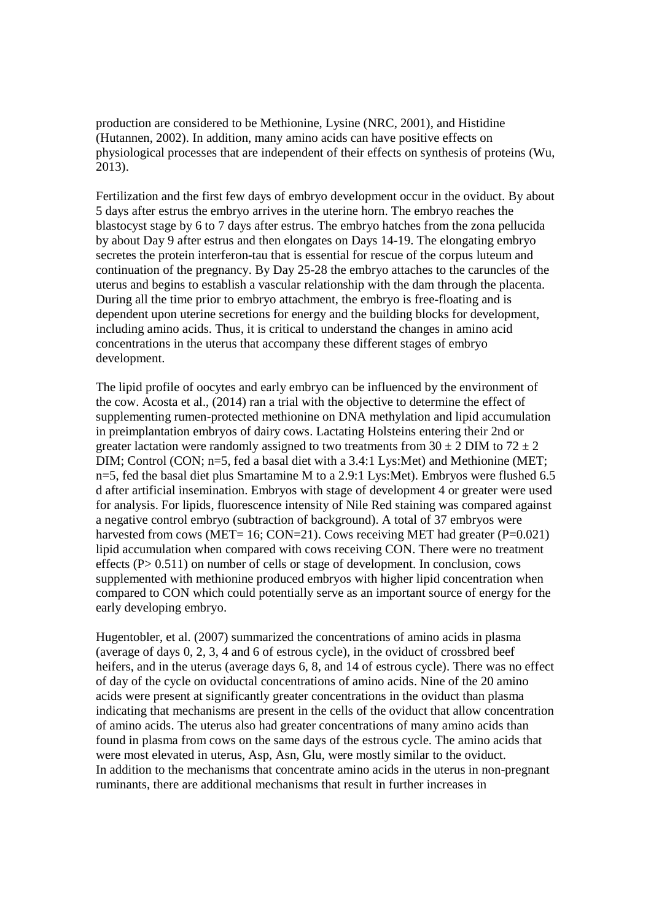production are considered to be Methionine, Lysine (NRC, 2001), and Histidine (Hutannen, 2002). In addition, many amino acids can have positive effects on physiological processes that are independent of their effects on synthesis of proteins (Wu, 2013).

Fertilization and the first few days of embryo development occur in the oviduct. By about 5 days after estrus the embryo arrives in the uterine horn. The embryo reaches the blastocyst stage by 6 to 7 days after estrus. The embryo hatches from the zona pellucida by about Day 9 after estrus and then elongates on Days 14-19. The elongating embryo secretes the protein interferon-tau that is essential for rescue of the corpus luteum and continuation of the pregnancy. By Day 25-28 the embryo attaches to the caruncles of the uterus and begins to establish a vascular relationship with the dam through the placenta. During all the time prior to embryo attachment, the embryo is free-floating and is dependent upon uterine secretions for energy and the building blocks for development, including amino acids. Thus, it is critical to understand the changes in amino acid concentrations in the uterus that accompany these different stages of embryo development.

The lipid profile of oocytes and early embryo can be influenced by the environment of the cow. Acosta et al., (2014) ran a trial with the objective to determine the effect of supplementing rumen-protected methionine on DNA methylation and lipid accumulation in preimplantation embryos of dairy cows. Lactating Holsteins entering their 2nd or greater lactation were randomly assigned to two treatments from $30 \pm 2$ DIM to $72 \pm 2$ DIM; Control (CON; n=5, fed a basal diet with a 3.4:1 Lys:Met) and Methionine (MET; n=5, fed the basal diet plus Smartamine M to a 2.9:1 Lys:Met). Embryos were flushed 6.5 d after artificial insemination. Embryos with stage of development 4 or greater were used for analysis. For lipids, fluorescence intensity of Nile Red staining was compared against a negative control embryo (subtraction of background). A total of 37 embryos were harvested from cows (MET= 16; CON=21). Cows receiving MET had greater ($P=0.021$) lipid accumulation when compared with cows receiving CON. There were no treatment effects ($P > 0.511$) on number of cells or stage of development. In conclusion, cows supplemented with methionine produced embryos with higher lipid concentration when compared to CON which could potentially serve as an important source of energy for the early developing embryo.

Hugentobler, et al. (2007) summarized the concentrations of amino acids in plasma (average of days 0, 2, 3, 4 and 6 of estrous cycle), in the oviduct of crossbred beef heifers, and in the uterus (average days 6, 8, and 14 of estrous cycle). There was no effect of day of the cycle on oviductal concentrations of amino acids. Nine of the 20 amino acids were present at significantly greater concentrations in the oviduct than plasma indicating that mechanisms are present in the cells of the oviduct that allow concentration of amino acids. The uterus also had greater concentrations of many amino acids than found in plasma from cows on the same days of the estrous cycle. The amino acids that were most elevated in uterus, Asp, Asn, Glu, were mostly similar to the oviduct.
In addition to the mechanisms that concentrate amino acids in the uterus in non-pregnant ruminants, there are additional mechanisms that result in further increases in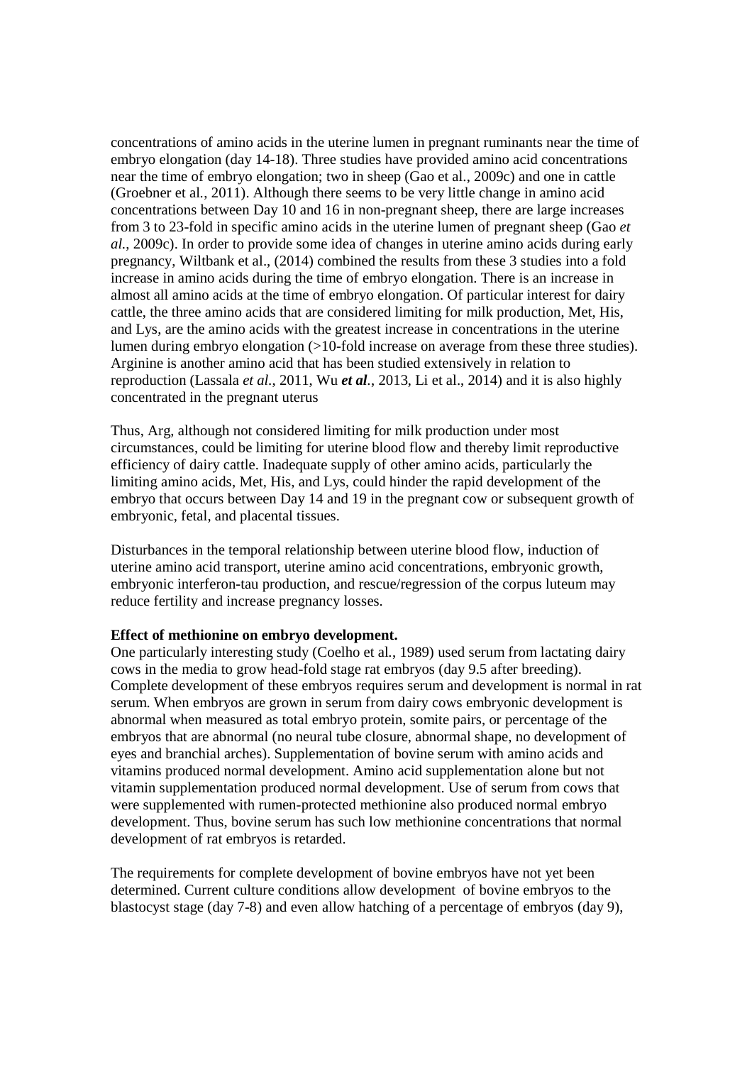concentrations of amino acids in the uterine lumen in pregnant ruminants near the time of embryo elongation (day 14-18). Three studies have provided amino acid concentrations near the time of embryo elongation; two in sheep (Gao et al., 2009c) and one in cattle (Groebner et al., 2011). Although there seems to be very little change in amino acid concentrations between Day 10 and 16 in non-pregnant sheep, there are large increases from 3 to 23-fold in specific amino acids in the uterine lumen of pregnant sheep (Gao *et al.*, 2009c). In order to provide some idea of changes in uterine amino acids during early pregnancy, Wiltbank et al., (2014) combined the results from these 3 studies into a fold increase in amino acids during the time of embryo elongation. There is an increase in almost all amino acids at the time of embryo elongation. Of particular interest for dairy cattle, the three amino acids that are considered limiting for milk production, Met, His, and Lys, are the amino acids with the greatest increase in concentrations in the uterine lumen during embryo elongation (>10-fold increase on average from these three studies). Arginine is another amino acid that has been studied extensively in relation to reproduction (Lassala *et al.*, 2011, Wu ***et al***., 2013, Li et al., 2014) and it is also highly concentrated in the pregnant uterus

Thus, Arg, although not considered limiting for milk production under most circumstances, could be limiting for uterine blood flow and thereby limit reproductive efficiency of dairy cattle. Inadequate supply of other amino acids, particularly the limiting amino acids, Met, His, and Lys, could hinder the rapid development of the embryo that occurs between Day 14 and 19 in the pregnant cow or subsequent growth of embryonic, fetal, and placental tissues.

Disturbances in the temporal relationship between uterine blood flow, induction of uterine amino acid transport, uterine amino acid concentrations, embryonic growth, embryonic interferon-tau production, and rescue/regression of the corpus luteum may reduce fertility and increase pregnancy losses.

**Effect of methionine on embryo development.**

One particularly interesting study (Coelho et al., 1989) used serum from lactating dairy cows in the media to grow head-fold stage rat embryos (day 9.5 after breeding). Complete development of these embryos requires serum and development is normal in rat serum. When embryos are grown in serum from dairy cows embryonic development is abnormal when measured as total embryo protein, somite pairs, or percentage of the embryos that are abnormal (no neural tube closure, abnormal shape, no development of eyes and branchial arches). Supplementation of bovine serum with amino acids and vitamins produced normal development. Amino acid supplementation alone but not vitamin supplementation produced normal development. Use of serum from cows that were supplemented with rumen-protected methionine also produced normal embryo development. Thus, bovine serum has such low methionine concentrations that normal development of rat embryos is retarded.

The requirements for complete development of bovine embryos have not yet been determined. Current culture conditions allow development of bovine embryos to the blastocyst stage (day 7-8) and even allow hatching of a percentage of embryos (day 9),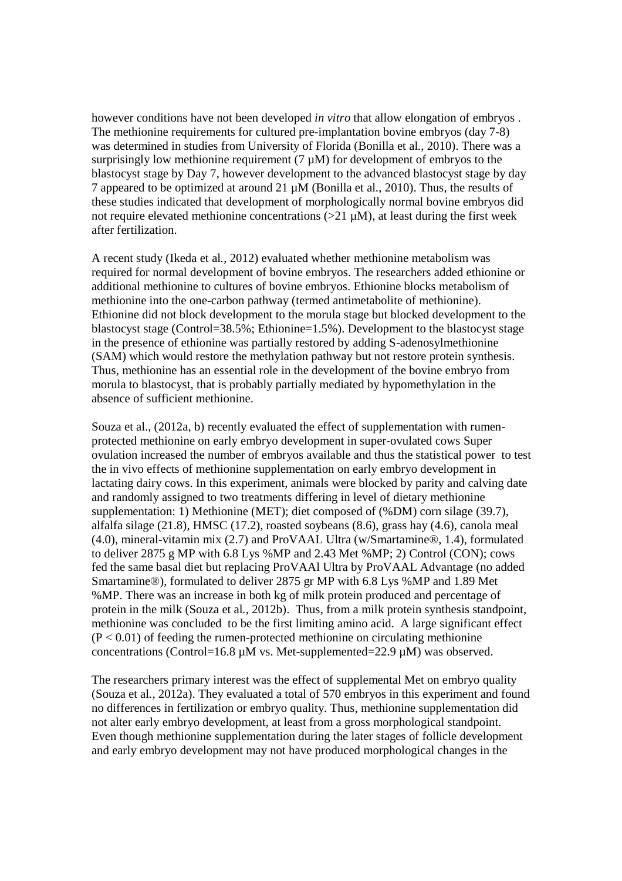however conditions have not been developed *in vitro* that allow elongation of embryos . The methionine requirements for cultured pre-implantation bovine embryos (day 7-8) was determined in studies from University of Florida (Bonilla et al., 2010). There was a surprisingly low methionine requirement (7 µM) for development of embryos to the blastocyst stage by Day 7, however development to the advanced blastocyst stage by day 7 appeared to be optimized at around 21 µM (Bonilla et al., 2010). Thus, the results of these studies indicated that development of morphologically normal bovine embryos did not require elevated methionine concentrations (>21 µM), at least during the first week after fertilization.

A recent study (Ikeda et al., 2012) evaluated whether methionine metabolism was required for normal development of bovine embryos. The researchers added ethionine or additional methionine to cultures of bovine embryos. Ethionine blocks metabolism of methionine into the one-carbon pathway (termed antimetabolite of methionine). Ethionine did not block development to the morula stage but blocked development to the blastocyst stage (Control=38.5%; Ethionine=1.5%). Development to the blastocyst stage in the presence of ethionine was partially restored by adding S-adenosylmethionine (SAM) which would restore the methylation pathway but not restore protein synthesis. Thus, methionine has an essential role in the development of the bovine embryo from morula to blastocyst, that is probably partially mediated by hypomethylation in the absence of sufficient methionine.

Souza et al., (2012a, b) recently evaluated the effect of supplementation with rumen-protected methionine on early embryo development in super-ovulated cows Super ovulation increased the number of embryos available and thus the statistical power to test the in vivo effects of methionine supplementation on early embryo development in lactating dairy cows. In this experiment, animals were blocked by parity and calving date and randomly assigned to two treatments differing in level of dietary methionine supplementation: 1) Methionine (MET); diet composed of (%DM) corn silage (39.7), alfalfa silage (21.8), HMSC (17.2), roasted soybeans (8.6), grass hay (4.6), canola meal (4.0), mineral-vitamin mix (2.7) and ProVAAL Ultra (w/Smartamine®, 1.4), formulated to deliver 2875 g MP with 6.8 Lys %MP and 2.43 Met %MP; 2) Control (CON); cows fed the same basal diet but replacing ProVAAl Ultra by ProVAAL Advantage (no added Smartamine®), formulated to deliver 2875 gr MP with 6.8 Lys %MP and 1.89 Met %MP. There was an increase in both kg of milk protein produced and percentage of protein in the milk (Souza et al., 2012b). Thus, from a milk protein synthesis standpoint, methionine was concluded to be the first limiting amino acid. A large significant effect ($P < 0.01$) of feeding the rumen-protected methionine on circulating methionine concentrations (Control=16.8 µM vs. Met-supplemented=22.9 µM) was observed.

The researchers primary interest was the effect of supplemental Met on embryo quality (Souza et al., 2012a). They evaluated a total of 570 embryos in this experiment and found no differences in fertilization or embryo quality. Thus, methionine supplementation did not alter early embryo development, at least from a gross morphological standpoint. Even though methionine supplementation during the later stages of follicle development and early embryo development may not have produced morphological changes in the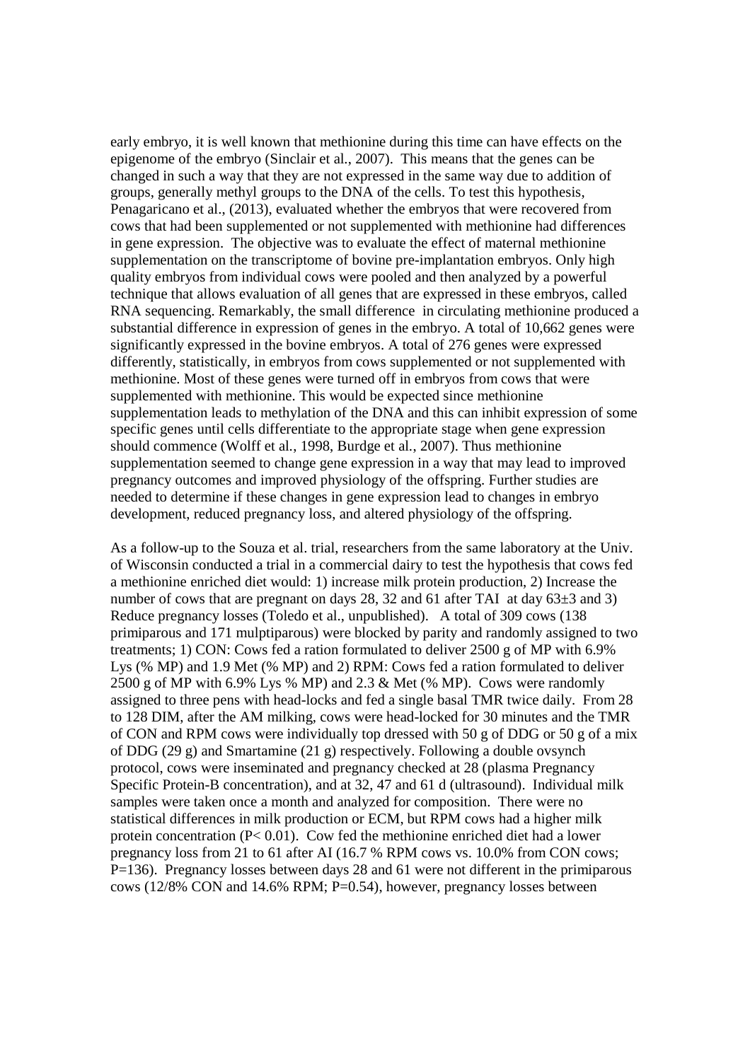early embryo, it is well known that methionine during this time can have effects on the epigenome of the embryo (Sinclair et al., 2007). This means that the genes can be changed in such a way that they are not expressed in the same way due to addition of groups, generally methyl groups to the DNA of the cells. To test this hypothesis, Penagaricano et al., (2013), evaluated whether the embryos that were recovered from cows that had been supplemented or not supplemented with methionine had differences in gene expression. The objective was to evaluate the effect of maternal methionine supplementation on the transcriptome of bovine pre-implantation embryos. Only high quality embryos from individual cows were pooled and then analyzed by a powerful technique that allows evaluation of all genes that are expressed in these embryos, called RNA sequencing. Remarkably, the small difference in circulating methionine produced a substantial difference in expression of genes in the embryo. A total of 10,662 genes were significantly expressed in the bovine embryos. A total of 276 genes were expressed differently, statistically, in embryos from cows supplemented or not supplemented with methionine. Most of these genes were turned off in embryos from cows that were supplemented with methionine. This would be expected since methionine supplementation leads to methylation of the DNA and this can inhibit expression of some specific genes until cells differentiate to the appropriate stage when gene expression should commence (Wolff et al., 1998, Burdge et al., 2007). Thus methionine supplementation seemed to change gene expression in a way that may lead to improved pregnancy outcomes and improved physiology of the offspring. Further studies are needed to determine if these changes in gene expression lead to changes in embryo development, reduced pregnancy loss, and altered physiology of the offspring.

As a follow-up to the Souza et al. trial, researchers from the same laboratory at the Univ. of Wisconsin conducted a trial in a commercial dairy to test the hypothesis that cows fed a methionine enriched diet would: 1) increase milk protein production, 2) Increase the number of cows that are pregnant on days 28, 32 and 61 after TAI at day 63±3 and 3) Reduce pregnancy losses (Toledo et al., unpublished). A total of 309 cows (138 primiparous and 171 mulptiparous) were blocked by parity and randomly assigned to two treatments; 1) CON: Cows fed a ration formulated to deliver 2500 g of MP with 6.9% Lys (% MP) and 1.9 Met (% MP) and 2) RPM: Cows fed a ration formulated to deliver 2500 g of MP with 6.9% Lys % MP) and 2.3 & Met (% MP). Cows were randomly assigned to three pens with head-locks and fed a single basal TMR twice daily. From 28 to 128 DIM, after the AM milking, cows were head-locked for 30 minutes and the TMR of CON and RPM cows were individually top dressed with 50 g of DDG or 50 g of a mix of DDG (29 g) and Smartamine (21 g) respectively. Following a double ovsynch protocol, cows were inseminated and pregnancy checked at 28 (plasma Pregnancy Specific Protein-B concentration), and at 32, 47 and 61 d (ultrasound). Individual milk samples were taken once a month and analyzed for composition. There were no statistical differences in milk production or ECM, but RPM cows had a higher milk protein concentration ($P < 0.01$). Cow fed the methionine enriched diet had a lower pregnancy loss from 21 to 61 after AI (16.7 % RPM cows vs. 10.0% from CON cows; P=136). Pregnancy losses between days 28 and 61 were not different in the primiparous cows (12/8% CON and 14.6% RPM; P=0.54), however, pregnancy losses between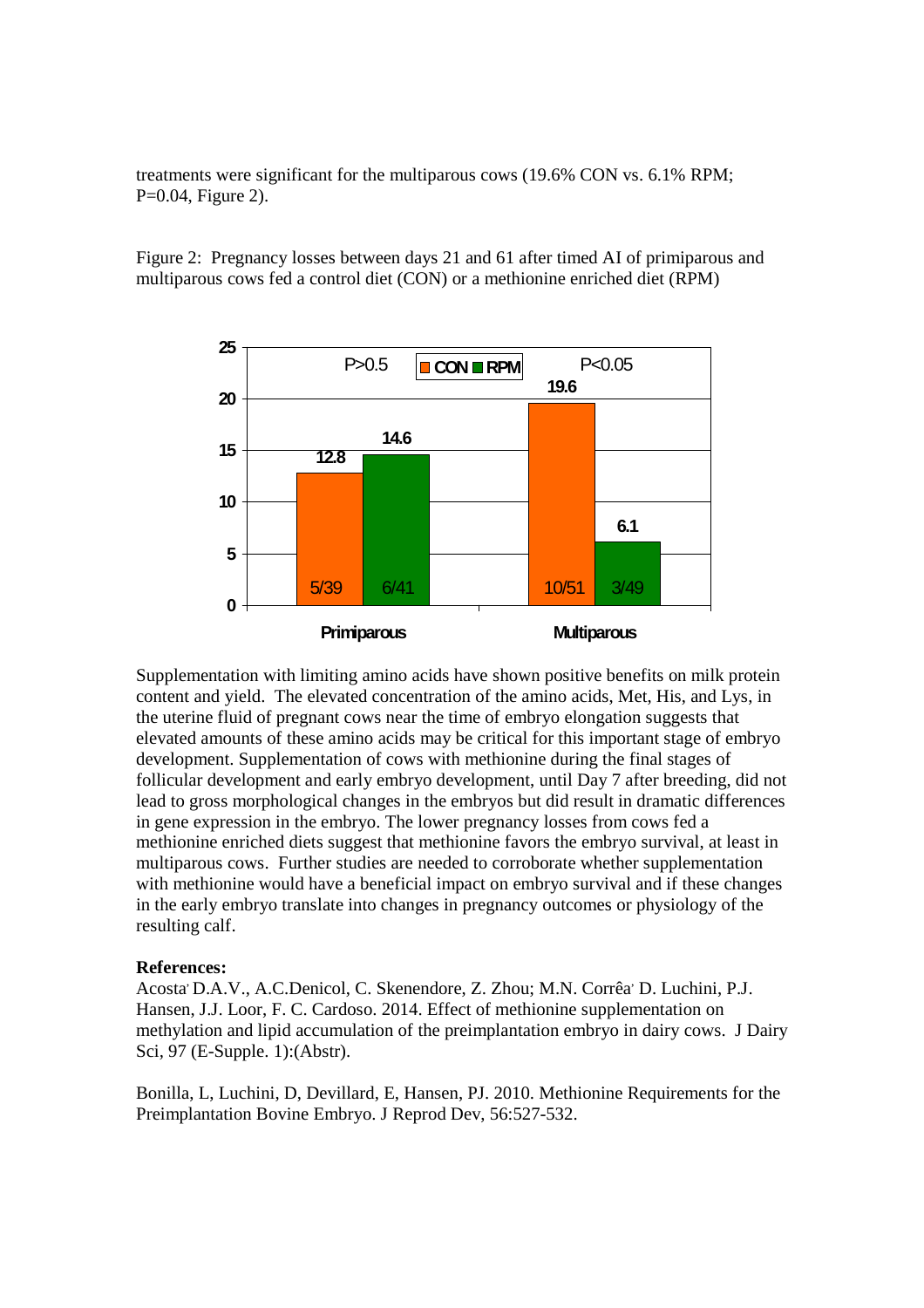treatments were significant for the multiparous cows (19.6% CON vs. 6.1% RPM; P=0.04, Figure 2).

Figure 2: Pregnancy losses between days 21 and 61 after timed AI of primiparous and multiparous cows fed a control diet (CON) or a methionine enriched diet (RPM)

| | CON | RPM | P |
|---|---|---|---|
| Primiparous | 12.8 (5/39) | 14.6 (6/41) | P>0.5 |
| Multiparous | 19.6 (10/51) | 6.1 (3/49) | P<0.05 |

Supplementation with limiting amino acids have shown positive benefits on milk protein content and yield. The elevated concentration of the amino acids, Met, His, and Lys, in the uterine fluid of pregnant cows near the time of embryo elongation suggests that elevated amounts of these amino acids may be critical for this important stage of embryo development. Supplementation of cows with methionine during the final stages of follicular development and early embryo development, until Day 7 after breeding, did not lead to gross morphological changes in the embryos but did result in dramatic differences in gene expression in the embryo. The lower pregnancy losses from cows fed a methionine enriched diets suggest that methionine favors the embryo survival, at least in multiparous cows. Further studies are needed to corroborate whether supplementation with methionine would have a beneficial impact on embryo survival and if these changes in the early embryo translate into changes in pregnancy outcomes or physiology of the resulting calf.

**References:**

Acosta, D.A.V., A.C.Denicol, C. Skenendore, Z. Zhou; M.N. Corrêa, D. Luchini, P.J. Hansen, J.J. Loor, F. C. Cardoso. 2014. Effect of methionine supplementation on methylation and lipid accumulation of the preimplantation embryo in dairy cows. J Dairy Sci, 97 (E-Supple. 1):(Abstr).

Bonilla, L, Luchini, D, Devillard, E, Hansen, PJ. 2010. Methionine Requirements for the Preimplantation Bovine Embryo. J Reprod Dev, 56:527-532.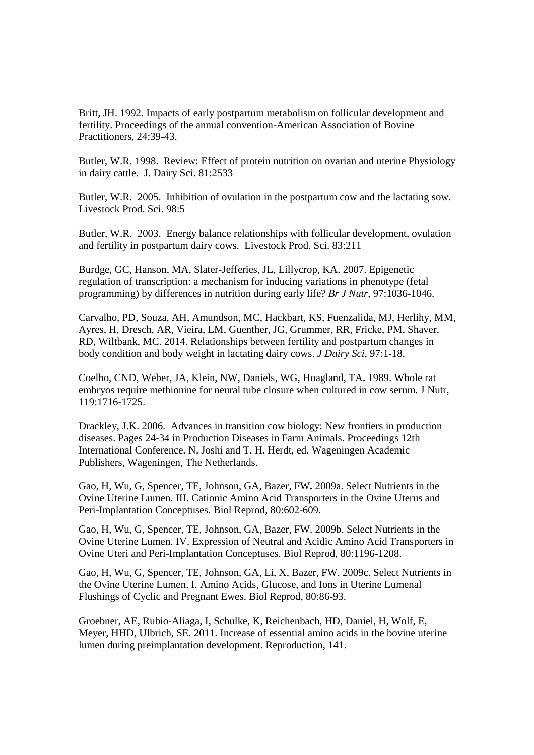Britt, JH. 1992. Impacts of early postpartum metabolism on follicular development and fertility. Proceedings of the annual convention-American Association of Bovine Practitioners, 24:39-43.

Butler, W.R. 1998. Review: Effect of protein nutrition on ovarian and uterine Physiology in dairy cattle. J. Dairy Sci. 81:2533

Butler, W.R. 2005. Inhibition of ovulation in the postpartum cow and the lactating sow. Livestock Prod. Sci. 98:5

Butler, W.R. 2003. Energy balance relationships with follicular development, ovulation and fertility in postpartum dairy cows. Livestock Prod. Sci. 83:211

Burdge, GC, Hanson, MA, Slater-Jefferies, JL, Lillycrop, KA. 2007. Epigenetic regulation of transcription: a mechanism for inducing variations in phenotype (fetal programming) by differences in nutrition during early life? *Br J Nutr*, 97:1036-1046.

Carvalho, PD, Souza, AH, Amundson, MC, Hackbart, KS, Fuenzalida, MJ, Herlihy, MM, Ayres, H, Dresch, AR, Vieira, LM, Guenther, JG, Grummer, RR, Fricke, PM, Shaver, RD, Wiltbank, MC. 2014. Relationships between fertility and postpartum changes in body condition and body weight in lactating dairy cows. *J Dairy Sci*, 97:1-18.

Coelho, CND, Weber, JA, Klein, NW, Daniels, WG, Hoagland, TA**.** 1989. Whole rat embryos require methionine for neural tube closure when cultured in cow serum. J Nutr, 119:1716-1725.

Drackley, J.K. 2006. Advances in transition cow biology: New frontiers in production diseases. Pages 24-34 in Production Diseases in Farm Animals. Proceedings 12th International Conference. N. Joshi and T. H. Herdt, ed. Wageningen Academic Publishers, Wageningen, The Netherlands.

Gao, H, Wu, G, Spencer, TE, Johnson, GA, Bazer, FW**.** 2009a. Select Nutrients in the Ovine Uterine Lumen. III. Cationic Amino Acid Transporters in the Ovine Uterus and Peri-Implantation Conceptuses. Biol Reprod, 80:602-609.

Gao, H, Wu, G, Spencer, TE, Johnson, GA, Bazer, FW. 2009b. Select Nutrients in the Ovine Uterine Lumen. IV. Expression of Neutral and Acidic Amino Acid Transporters in Ovine Uteri and Peri-Implantation Conceptuses. Biol Reprod, 80:1196-1208.

Gao, H, Wu, G, Spencer, TE, Johnson, GA, Li, X, Bazer, FW. 2009c. Select Nutrients in the Ovine Uterine Lumen. I. Amino Acids, Glucose, and Ions in Uterine Lumenal Flushings of Cyclic and Pregnant Ewes. Biol Reprod, 80:86-93.

Groebner, AE, Rubio-Aliaga, I, Schulke, K, Reichenbach, HD, Daniel, H, Wolf, E, Meyer, HHD, Ulbrich, SE. 2011. Increase of essential amino acids in the bovine uterine lumen during preimplantation development. Reproduction, 141.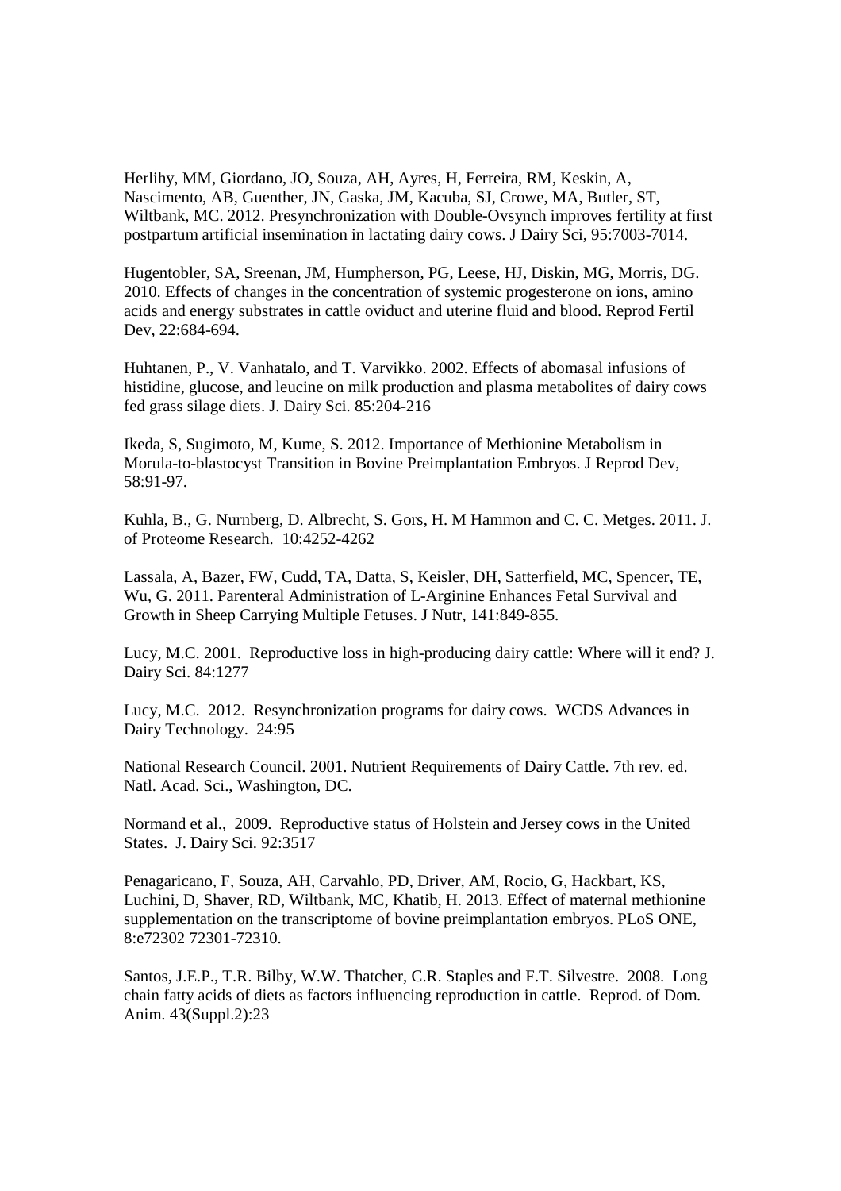Herlihy, MM, Giordano, JO, Souza, AH, Ayres, H, Ferreira, RM, Keskin, A, Nascimento, AB, Guenther, JN, Gaska, JM, Kacuba, SJ, Crowe, MA, Butler, ST, Wiltbank, MC. 2012. Presynchronization with Double-Ovsynch improves fertility at first postpartum artificial insemination in lactating dairy cows. J Dairy Sci, 95:7003-7014.

Hugentobler, SA, Sreenan, JM, Humpherson, PG, Leese, HJ, Diskin, MG, Morris, DG. 2010. Effects of changes in the concentration of systemic progesterone on ions, amino acids and energy substrates in cattle oviduct and uterine fluid and blood. Reprod Fertil Dev, 22:684-694.

Huhtanen, P., V. Vanhatalo, and T. Varvikko. 2002. Effects of abomasal infusions of histidine, glucose, and leucine on milk production and plasma metabolites of dairy cows fed grass silage diets. J. Dairy Sci. 85:204-216

Ikeda, S, Sugimoto, M, Kume, S. 2012. Importance of Methionine Metabolism in Morula-to-blastocyst Transition in Bovine Preimplantation Embryos. J Reprod Dev, 58:91-97.

Kuhla, B., G. Nurnberg, D. Albrecht, S. Gors, H. M Hammon and C. C. Metges. 2011. J. of Proteome Research. 10:4252-4262

Lassala, A, Bazer, FW, Cudd, TA, Datta, S, Keisler, DH, Satterfield, MC, Spencer, TE, Wu, G. 2011. Parenteral Administration of L-Arginine Enhances Fetal Survival and Growth in Sheep Carrying Multiple Fetuses. J Nutr, 141:849-855.

Lucy, M.C. 2001. Reproductive loss in high-producing dairy cattle: Where will it end? J. Dairy Sci. 84:1277

Lucy, M.C. 2012. Resynchronization programs for dairy cows. WCDS Advances in Dairy Technology. 24:95

National Research Council. 2001. Nutrient Requirements of Dairy Cattle. 7th rev. ed. Natl. Acad. Sci., Washington, DC.

Normand et al., 2009. Reproductive status of Holstein and Jersey cows in the United States. J. Dairy Sci. 92:3517

Penagaricano, F, Souza, AH, Carvahlo, PD, Driver, AM, Rocio, G, Hackbart, KS, Luchini, D, Shaver, RD, Wiltbank, MC, Khatib, H. 2013. Effect of maternal methionine supplementation on the transcriptome of bovine preimplantation embryos. PLoS ONE, 8:e72302 72301-72310.

Santos, J.E.P., T.R. Bilby, W.W. Thatcher, C.R. Staples and F.T. Silvestre. 2008. Long chain fatty acids of diets as factors influencing reproduction in cattle. Reprod. of Dom. Anim. 43(Suppl.2):23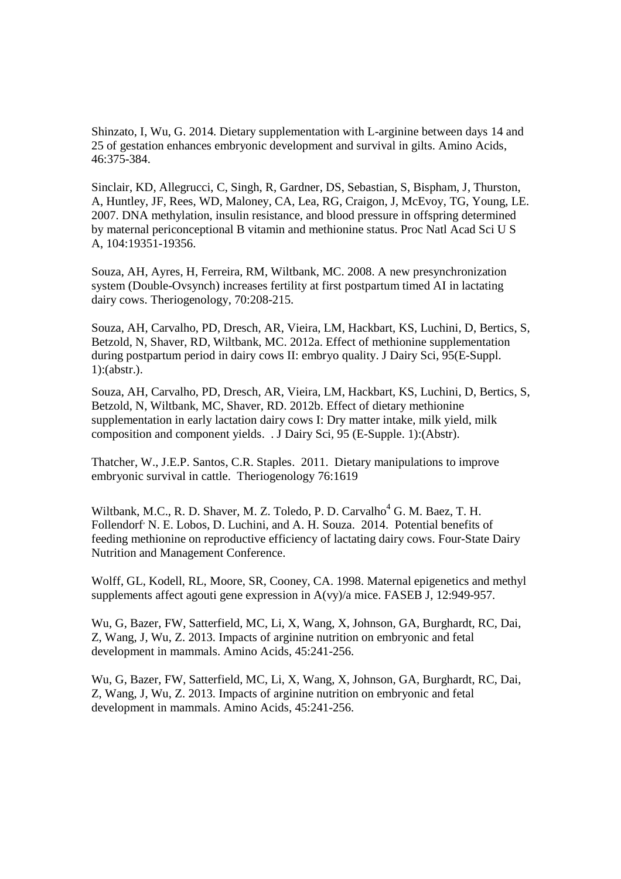Shinzato, I, Wu, G. 2014. Dietary supplementation with L-arginine between days 14 and 25 of gestation enhances embryonic development and survival in gilts. Amino Acids, 46:375-384.

Sinclair, KD, Allegrucci, C, Singh, R, Gardner, DS, Sebastian, S, Bispham, J, Thurston, A, Huntley, JF, Rees, WD, Maloney, CA, Lea, RG, Craigon, J, McEvoy, TG, Young, LE. 2007. DNA methylation, insulin resistance, and blood pressure in offspring determined by maternal periconceptional B vitamin and methionine status. Proc Natl Acad Sci U S A, 104:19351-19356.

Souza, AH, Ayres, H, Ferreira, RM, Wiltbank, MC. 2008. A new presynchronization system (Double-Ovsynch) increases fertility at first postpartum timed AI in lactating dairy cows. Theriogenology, 70:208-215.

Souza, AH, Carvalho, PD, Dresch, AR, Vieira, LM, Hackbart, KS, Luchini, D, Bertics, S, Betzold, N, Shaver, RD, Wiltbank, MC. 2012a. Effect of methionine supplementation during postpartum period in dairy cows II: embryo quality. J Dairy Sci, 95(E-Suppl. 1):(abstr.).

Souza, AH, Carvalho, PD, Dresch, AR, Vieira, LM, Hackbart, KS, Luchini, D, Bertics, S, Betzold, N, Wiltbank, MC, Shaver, RD. 2012b. Effect of dietary methionine supplementation in early lactation dairy cows I: Dry matter intake, milk yield, milk composition and component yields. . J Dairy Sci, 95 (E-Supple. 1):(Abstr).

Thatcher, W., J.E.P. Santos, C.R. Staples. 2011. Dietary manipulations to improve embryonic survival in cattle. Theriogenology 76:1619

Wiltbank, M.C., R. D. Shaver, M. Z. Toledo, P. D. Carvalho[4] G. M. Baez, T. H. Follendorf, N. E. Lobos, D. Luchini, and A. H. Souza. 2014. Potential benefits of feeding methionine on reproductive efficiency of lactating dairy cows. Four-State Dairy Nutrition and Management Conference.

Wolff, GL, Kodell, RL, Moore, SR, Cooney, CA. 1998. Maternal epigenetics and methyl supplements affect agouti gene expression in A(vy)/a mice. FASEB J, 12:949-957.

Wu, G, Bazer, FW, Satterfield, MC, Li, X, Wang, X, Johnson, GA, Burghardt, RC, Dai, Z, Wang, J, Wu, Z. 2013. Impacts of arginine nutrition on embryonic and fetal development in mammals. Amino Acids, 45:241-256.

Wu, G, Bazer, FW, Satterfield, MC, Li, X, Wang, X, Johnson, GA, Burghardt, RC, Dai, Z, Wang, J, Wu, Z. 2013. Impacts of arginine nutrition on embryonic and fetal development in mammals. Amino Acids, 45:241-256.